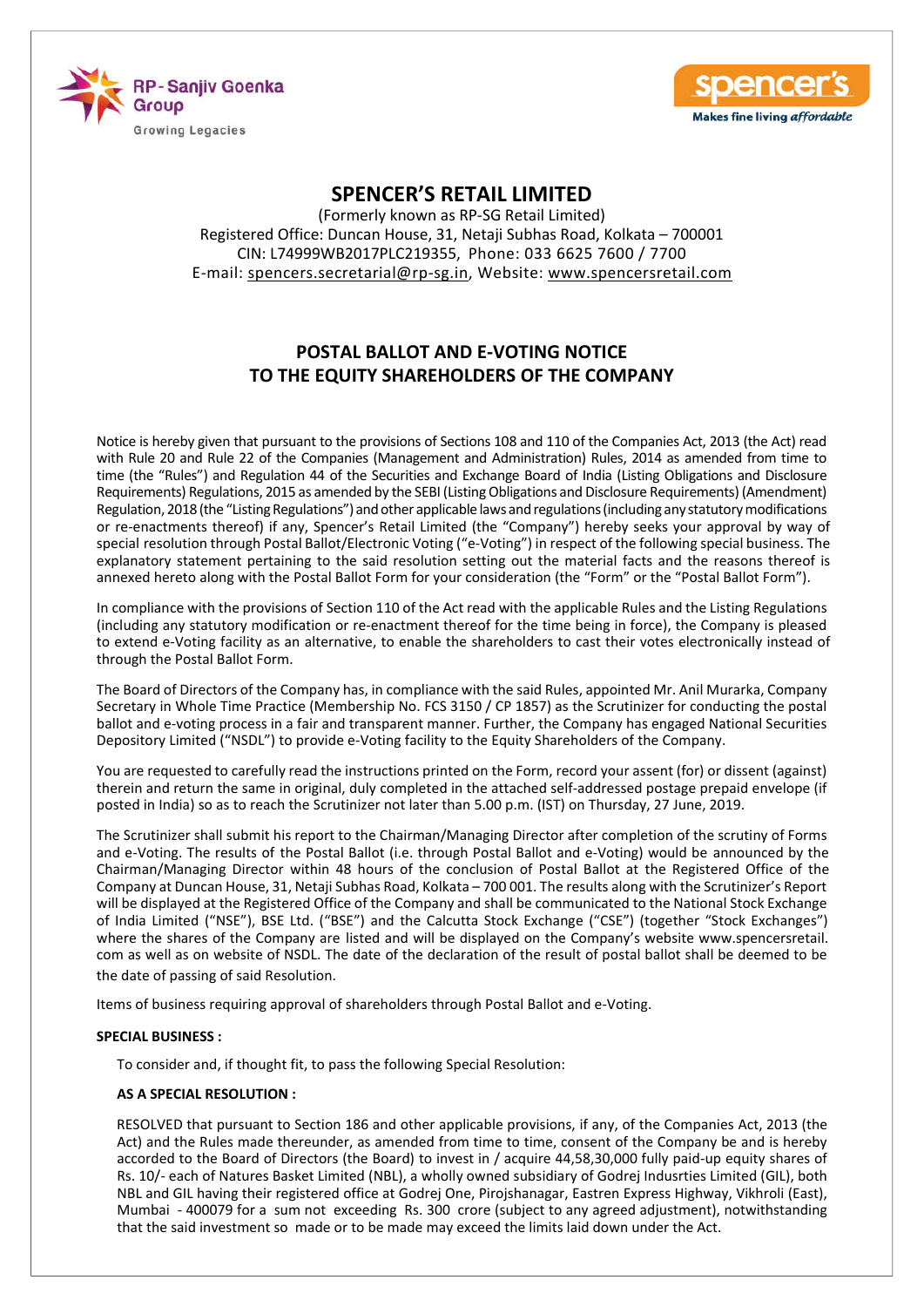# SPENCER'S RETAIL LIMITED

(Formerly known as RP-SG Retail Limited)
Registered Office: Duncan House, 31, Netaji Subhas Road, Kolkata – 700001
CIN: L74999WB2017PLC219355, Phone: 033 6625 7600 / 7700
E-mail: spencers.secretarial@rp-sg.in, Website: www.spencersretail.com

## POSTAL BALLOT AND E-VOTING NOTICE TO THE EQUITY SHAREHOLDERS OF THE COMPANY

Notice is hereby given that pursuant to the provisions of Sections 108 and 110 of the Companies Act, 2013 (the Act) read with Rule 20 and Rule 22 of the Companies (Management and Administration) Rules, 2014 as amended from time to time (the "Rules") and Regulation 44 of the Securities and Exchange Board of India (Listing Obligations and Disclosure Requirements) Regulations, 2015 as amended by the SEBI (Listing Obligations and Disclosure Requirements) (Amendment) Regulation, 2018 (the "Listing Regulations") and other applicable laws and regulations (including any statutory modifications or re-enactments thereof) if any, Spencer's Retail Limited (the "Company") hereby seeks your approval by way of special resolution through Postal Ballot/Electronic Voting ("e-Voting") in respect of the following special business. The explanatory statement pertaining to the said resolution setting out the material facts and the reasons thereof is annexed hereto along with the Postal Ballot Form for your consideration (the "Form" or the "Postal Ballot Form").

In compliance with the provisions of Section 110 of the Act read with the applicable Rules and the Listing Regulations (including any statutory modification or re-enactment thereof for the time being in force), the Company is pleased to extend e-Voting facility as an alternative, to enable the shareholders to cast their votes electronically instead of through the Postal Ballot Form.

The Board of Directors of the Company has, in compliance with the said Rules, appointed Mr. Anil Murarka, Company Secretary in Whole Time Practice (Membership No. FCS 3150 / CP 1857) as the Scrutinizer for conducting the postal ballot and e-voting process in a fair and transparent manner. Further, the Company has engaged National Securities Depository Limited ("NSDL") to provide e-Voting facility to the Equity Shareholders of the Company.

You are requested to carefully read the instructions printed on the Form, record your assent (for) or dissent (against) therein and return the same in original, duly completed in the attached self-addressed postage prepaid envelope (if posted in India) so as to reach the Scrutinizer not later than 5.00 p.m. (IST) on Thursday, 27 June, 2019.

The Scrutinizer shall submit his report to the Chairman/Managing Director after completion of the scrutiny of Forms and e-Voting. The results of the Postal Ballot (i.e. through Postal Ballot and e-Voting) would be announced by the Chairman/Managing Director within 48 hours of the conclusion of Postal Ballot at the Registered Office of the Company at Duncan House, 31, Netaji Subhas Road, Kolkata – 700 001. The results along with the Scrutinizer's Report will be displayed at the Registered Office of the Company and shall be communicated to the National Stock Exchange of India Limited ("NSE"), BSE Ltd. ("BSE") and the Calcutta Stock Exchange ("CSE") (together "Stock Exchanges") where the shares of the Company are listed and will be displayed on the Company's website www.spencersretail.com as well as on website of NSDL. The date of the declaration of the result of postal ballot shall be deemed to be the date of passing of said Resolution.

Items of business requiring approval of shareholders through Postal Ballot and e-Voting.

**SPECIAL BUSINESS :**

To consider and, if thought fit, to pass the following Special Resolution:

**AS A SPECIAL RESOLUTION :**

RESOLVED that pursuant to Section 186 and other applicable provisions, if any, of the Companies Act, 2013 (the Act) and the Rules made thereunder, as amended from time to time, consent of the Company be and is hereby accorded to the Board of Directors (the Board) to invest in / acquire 44,58,30,000 fully paid-up equity shares of Rs. 10/- each of Natures Basket Limited (NBL), a wholly owned subsidiary of Godrej Indusrties Limited (GIL), both NBL and GIL having their registered office at Godrej One, Pirojshanagar, Eastren Express Highway, Vikhroli (East), Mumbai - 400079 for a sum not exceeding Rs. 300 crore (subject to any agreed adjustment), notwithstanding that the said investment so made or to be made may exceed the limits laid down under the Act.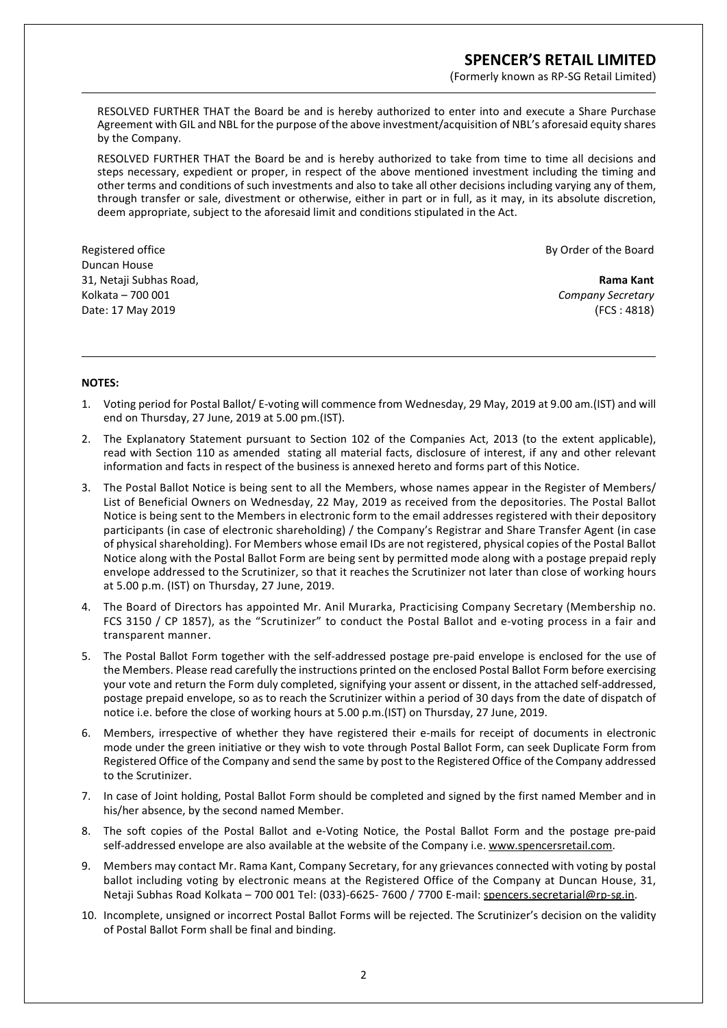RESOLVED FURTHER THAT the Board be and is hereby authorized to enter into and execute a Share Purchase Agreement with GIL and NBL for the purpose of the above investment/acquisition of NBL's aforesaid equity shares by the Company.

RESOLVED FURTHER THAT the Board be and is hereby authorized to take from time to time all decisions and steps necessary, expedient or proper, in respect of the above mentioned investment including the timing and other terms and conditions of such investments and also to take all other decisions including varying any of them, through transfer or sale, divestment or otherwise, either in part or in full, as it may, in its absolute discretion, deem appropriate, subject to the aforesaid limit and conditions stipulated in the Act.

Registered office
Duncan House
31, Netaji Subhas Road,
Kolkata – 700 001
Date: 17 May 2019

By Order of the Board

**Rama Kant**
*Company Secretary*
(FCS : 4818)

**NOTES:**

1. Voting period for Postal Ballot/ E-voting will commence from Wednesday, 29 May, 2019 at 9.00 am.(IST) and will end on Thursday, 27 June, 2019 at 5.00 pm.(IST).
2. The Explanatory Statement pursuant to Section 102 of the Companies Act, 2013 (to the extent applicable), read with Section 110 as amended stating all material facts, disclosure of interest, if any and other relevant information and facts in respect of the business is annexed hereto and forms part of this Notice.
3. The Postal Ballot Notice is being sent to all the Members, whose names appear in the Register of Members/ List of Beneficial Owners on Wednesday, 22 May, 2019 as received from the depositories. The Postal Ballot Notice is being sent to the Members in electronic form to the email addresses registered with their depository participants (in case of electronic shareholding) / the Company's Registrar and Share Transfer Agent (in case of physical shareholding). For Members whose email IDs are not registered, physical copies of the Postal Ballot Notice along with the Postal Ballot Form are being sent by permitted mode along with a postage prepaid reply envelope addressed to the Scrutinizer, so that it reaches the Scrutinizer not later than close of working hours at 5.00 p.m. (IST) on Thursday, 27 June, 2019.
4. The Board of Directors has appointed Mr. Anil Murarka, Practicising Company Secretary (Membership no. FCS 3150 / CP 1857), as the "Scrutinizer" to conduct the Postal Ballot and e-voting process in a fair and transparent manner.
5. The Postal Ballot Form together with the self-addressed postage pre-paid envelope is enclosed for the use of the Members. Please read carefully the instructions printed on the enclosed Postal Ballot Form before exercising your vote and return the Form duly completed, signifying your assent or dissent, in the attached self-addressed, postage prepaid envelope, so as to reach the Scrutinizer within a period of 30 days from the date of dispatch of notice i.e. before the close of working hours at 5.00 p.m.(IST) on Thursday, 27 June, 2019.
6. Members, irrespective of whether they have registered their e-mails for receipt of documents in electronic mode under the green initiative or they wish to vote through Postal Ballot Form, can seek Duplicate Form from Registered Office of the Company and send the same by post to the Registered Office of the Company addressed to the Scrutinizer.
7. In case of Joint holding, Postal Ballot Form should be completed and signed by the first named Member and in his/her absence, by the second named Member.
8. The soft copies of the Postal Ballot and e-Voting Notice, the Postal Ballot Form and the postage pre-paid self-addressed envelope are also available at the website of the Company i.e. www.spencersretail.com.
9. Members may contact Mr. Rama Kant, Company Secretary, for any grievances connected with voting by postal ballot including voting by electronic means at the Registered Office of the Company at Duncan House, 31, Netaji Subhas Road Kolkata – 700 001 Tel: (033)-6625- 7600 / 7700 E-mail: spencers.secretarial@rp-sg.in.
10. Incomplete, unsigned or incorrect Postal Ballot Forms will be rejected. The Scrutinizer's decision on the validity of Postal Ballot Form shall be final and binding.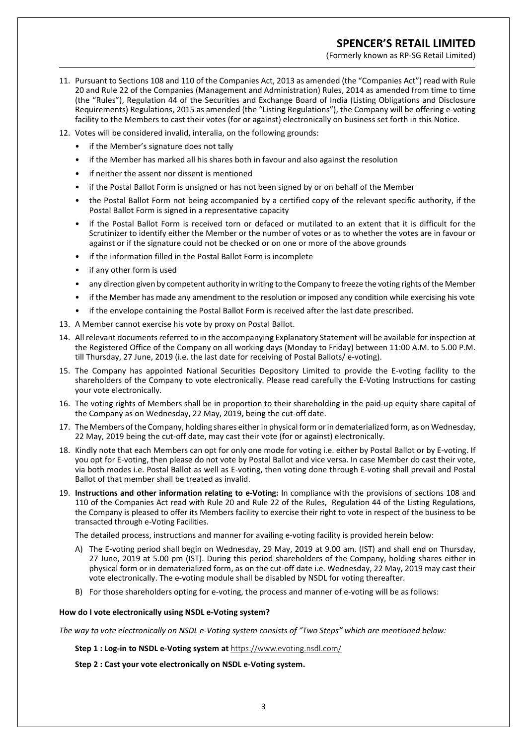11. Pursuant to Sections 108 and 110 of the Companies Act, 2013 as amended (the "Companies Act") read with Rule 20 and Rule 22 of the Companies (Management and Administration) Rules, 2014 as amended from time to time (the "Rules"), Regulation 44 of the Securities and Exchange Board of India (Listing Obligations and Disclosure Requirements) Regulations, 2015 as amended (the "Listing Regulations"), the Company will be offering e-voting facility to the Members to cast their votes (for or against) electronically on business set forth in this Notice.
12. Votes will be considered invalid, interalia, on the following grounds:
    - if the Member's signature does not tally
    - if the Member has marked all his shares both in favour and also against the resolution
    - if neither the assent nor dissent is mentioned
    - if the Postal Ballot Form is unsigned or has not been signed by or on behalf of the Member
    - the Postal Ballot Form not being accompanied by a certified copy of the relevant specific authority, if the Postal Ballot Form is signed in a representative capacity
    - if the Postal Ballot Form is received torn or defaced or mutilated to an extent that it is difficult for the Scrutinizer to identify either the Member or the number of votes or as to whether the votes are in favour or against or if the signature could not be checked or on one or more of the above grounds
    - if the information filled in the Postal Ballot Form is incomplete
    - if any other form is used
    - any direction given by competent authority in writing to the Company to freeze the voting rights of the Member
    - if the Member has made any amendment to the resolution or imposed any condition while exercising his vote
    - if the envelope containing the Postal Ballot Form is received after the last date prescribed.
13. A Member cannot exercise his vote by proxy on Postal Ballot.
14. All relevant documents referred to in the accompanying Explanatory Statement will be available for inspection at the Registered Office of the Company on all working days (Monday to Friday) between 11:00 A.M. to 5.00 P.M. till Thursday, 27 June, 2019 (i.e. the last date for receiving of Postal Ballots/ e-voting).
15. The Company has appointed National Securities Depository Limited to provide the E-voting facility to the shareholders of the Company to vote electronically. Please read carefully the E-Voting Instructions for casting your vote electronically.
16. The voting rights of Members shall be in proportion to their shareholding in the paid-up equity share capital of the Company as on Wednesday, 22 May, 2019, being the cut-off date.
17. The Members of the Company, holding shares either in physical form or in dematerialized form, as on Wednesday, 22 May, 2019 being the cut-off date, may cast their vote (for or against) electronically.
18. Kindly note that each Members can opt for only one mode for voting i.e. either by Postal Ballot or by E-voting. If you opt for E-voting, then please do not vote by Postal Ballot and vice versa. In case Member do cast their vote, via both modes i.e. Postal Ballot as well as E-voting, then voting done through E-voting shall prevail and Postal Ballot of that member shall be treated as invalid.
19. **Instructions and other information relating to e-Voting:** In compliance with the provisions of sections 108 and 110 of the Companies Act read with Rule 20 and Rule 22 of the Rules, Regulation 44 of the Listing Regulations, the Company is pleased to offer its Members facility to exercise their right to vote in respect of the business to be transacted through e-Voting Facilities.

    The detailed process, instructions and manner for availing e-voting facility is provided herein below:

    A) The E-voting period shall begin on Wednesday, 29 May, 2019 at 9.00 am. (IST) and shall end on Thursday, 27 June, 2019 at 5.00 pm (IST). During this period shareholders of the Company, holding shares either in physical form or in dematerialized form, as on the cut-off date i.e. Wednesday, 22 May, 2019 may cast their vote electronically. The e-voting module shall be disabled by NSDL for voting thereafter.

    B) For those shareholders opting for e-voting, the process and manner of e-voting will be as follows:

**How do I vote electronically using NSDL e-Voting system?**

*The way to vote electronically on NSDL e-Voting system consists of "Two Steps" which are mentioned below:*

**Step 1 : Log-in to NSDL e-Voting system at** https://www.evoting.nsdl.com/

**Step 2 : Cast your vote electronically on NSDL e-Voting system.**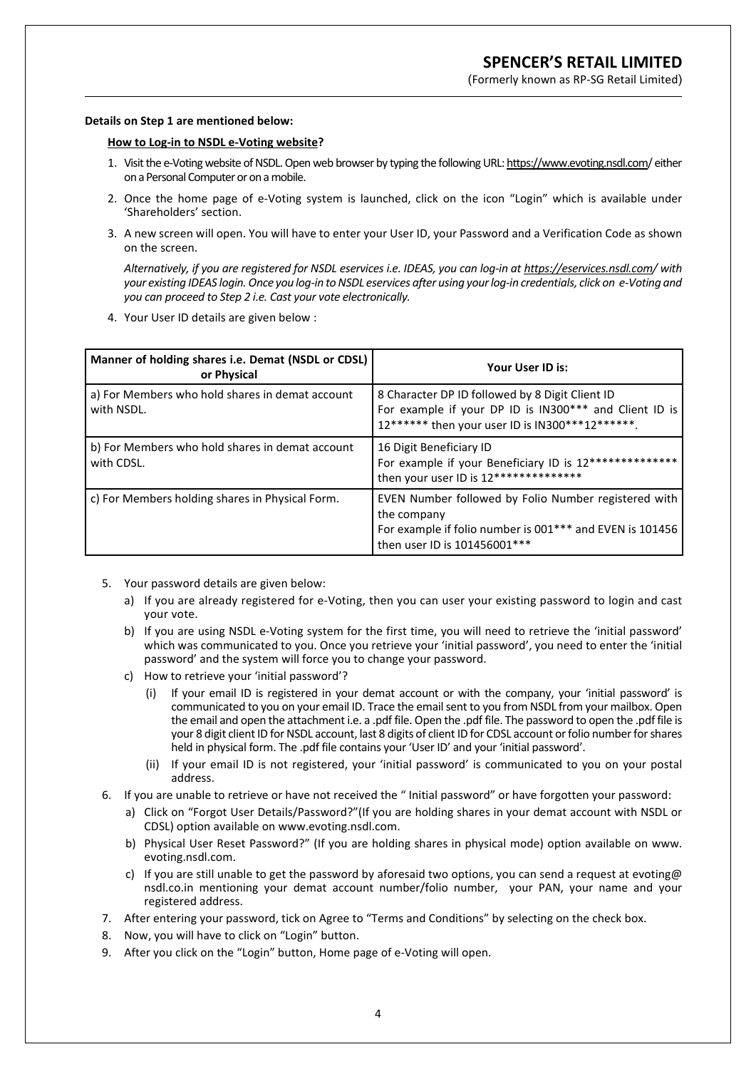**Details on Step 1 are mentioned below:**

**How to Log-in to NSDL e-Voting website?**

1. Visit the e-Voting website of NSDL. Open web browser by typing the following URL: https://www.evoting.nsdl.com/ either on a Personal Computer or on a mobile.
2. Once the home page of e-Voting system is launched, click on the icon "Login" which is available under 'Shareholders' section.
3. A new screen will open. You will have to enter your User ID, your Password and a Verification Code as shown on the screen.

   *Alternatively, if you are registered for NSDL eservices i.e. IDEAS, you can log-in at https://eservices.nsdl.com/ with your existing IDEAS login. Once you log-in to NSDL eservices after using your log-in credentials, click on e-Voting and you can proceed to Step 2 i.e. Cast your vote electronically.*
4. Your User ID details are given below :

| Manner of holding shares i.e. Demat (NSDL or CDSL) or Physical | Your User ID is: |
|---|---|
| a) For Members who hold shares in demat account with NSDL. | 8 Character DP ID followed by 8 Digit Client ID For example if your DP ID is IN300*** and Client ID is 12****** then your user ID is IN300***12******. |
| b) For Members who hold shares in demat account with CDSL. | 16 Digit Beneficiary ID For example if your Beneficiary ID is 12************** then your user ID is 12************** |
| c) For Members holding shares in Physical Form. | EVEN Number followed by Folio Number registered with the company For example if folio number is 001*** and EVEN is 101456 then user ID is 101456001*** |

5. Your password details are given below:
   a) If you are already registered for e-Voting, then you can user your existing password to login and cast your vote.
   b) If you are using NSDL e-Voting system for the first time, you will need to retrieve the 'initial password' which was communicated to you. Once you retrieve your 'initial password', you need to enter the 'initial password' and the system will force you to change your password.
   c) How to retrieve your 'initial password'?
      (i) If your email ID is registered in your demat account or with the company, your 'initial password' is communicated to you on your email ID. Trace the email sent to you from NSDL from your mailbox. Open the email and open the attachment i.e. a .pdf file. Open the .pdf file. The password to open the .pdf file is your 8 digit client ID for NSDL account, last 8 digits of client ID for CDSL account or folio number for shares held in physical form. The .pdf file contains your 'User ID' and your 'initial password'.
      (ii) If your email ID is not registered, your 'initial password' is communicated to you on your postal address.
6. If you are unable to retrieve or have not received the " Initial password" or have forgotten your password:
   a) Click on "Forgot User Details/Password?"(If you are holding shares in your demat account with NSDL or CDSL) option available on www.evoting.nsdl.com.
   b) Physical User Reset Password?" (If you are holding shares in physical mode) option available on www. evoting.nsdl.com.
   c) If you are still unable to get the password by aforesaid two options, you can send a request at evoting@ nsdl.co.in mentioning your demat account number/folio number, your PAN, your name and your registered address.
7. After entering your password, tick on Agree to "Terms and Conditions" by selecting on the check box.
8. Now, you will have to click on "Login" button.
9. After you click on the "Login" button, Home page of e-Voting will open.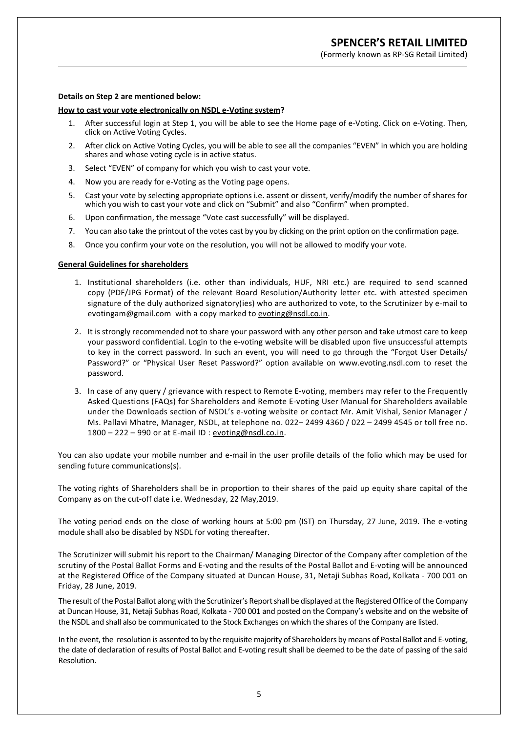**Details on Step 2 are mentioned below:**

**How to cast your vote electronically on NSDL e-Voting system?**

1. After successful login at Step 1, you will be able to see the Home page of e-Voting. Click on e-Voting. Then, click on Active Voting Cycles.
2. After click on Active Voting Cycles, you will be able to see all the companies "EVEN" in which you are holding shares and whose voting cycle is in active status.
3. Select "EVEN" of company for which you wish to cast your vote.
4. Now you are ready for e-Voting as the Voting page opens.
5. Cast your vote by selecting appropriate options i.e. assent or dissent, verify/modify the number of shares for which you wish to cast your vote and click on "Submit" and also "Confirm" when prompted.
6. Upon confirmation, the message "Vote cast successfully" will be displayed.
7. You can also take the printout of the votes cast by you by clicking on the print option on the confirmation page.
8. Once you confirm your vote on the resolution, you will not be allowed to modify your vote.

**General Guidelines for shareholders**

1. Institutional shareholders (i.e. other than individuals, HUF, NRI etc.) are required to send scanned copy (PDF/JPG Format) of the relevant Board Resolution/Authority letter etc. with attested specimen signature of the duly authorized signatory(ies) who are authorized to vote, to the Scrutinizer by e-mail to evotingam@gmail.com with a copy marked to evoting@nsdl.co.in.
2. It is strongly recommended not to share your password with any other person and take utmost care to keep your password confidential. Login to the e-voting website will be disabled upon five unsuccessful attempts to key in the correct password. In such an event, you will need to go through the "Forgot User Details/ Password?" or "Physical User Reset Password?" option available on www.evoting.nsdl.com to reset the password.
3. In case of any query / grievance with respect to Remote E-voting, members may refer to the Frequently Asked Questions (FAQs) for Shareholders and Remote E-voting User Manual for Shareholders available under the Downloads section of NSDL's e-voting website or contact Mr. Amit Vishal, Senior Manager / Ms. Pallavi Mhatre, Manager, NSDL, at telephone no. 022– 2499 4360 / 022 – 2499 4545 or toll free no. 1800 – 222 – 990 or at E-mail ID : evoting@nsdl.co.in.

You can also update your mobile number and e-mail in the user profile details of the folio which may be used for sending future communications(s).

The voting rights of Shareholders shall be in proportion to their shares of the paid up equity share capital of the Company as on the cut-off date i.e. Wednesday, 22 May,2019.

The voting period ends on the close of working hours at 5:00 pm (IST) on Thursday, 27 June, 2019. The e-voting module shall also be disabled by NSDL for voting thereafter.

The Scrutinizer will submit his report to the Chairman/ Managing Director of the Company after completion of the scrutiny of the Postal Ballot Forms and E-voting and the results of the Postal Ballot and E-voting will be announced at the Registered Office of the Company situated at Duncan House, 31, Netaji Subhas Road, Kolkata - 700 001 on Friday, 28 June, 2019.

The result of the Postal Ballot along with the Scrutinizer's Report shall be displayed at the Registered Office of the Company at Duncan House, 31, Netaji Subhas Road, Kolkata - 700 001 and posted on the Company's website and on the website of the NSDL and shall also be communicated to the Stock Exchanges on which the shares of the Company are listed.

In the event, the resolution is assented to by the requisite majority of Shareholders by means of Postal Ballot and E-voting, the date of declaration of results of Postal Ballot and E-voting result shall be deemed to be the date of passing of the said Resolution.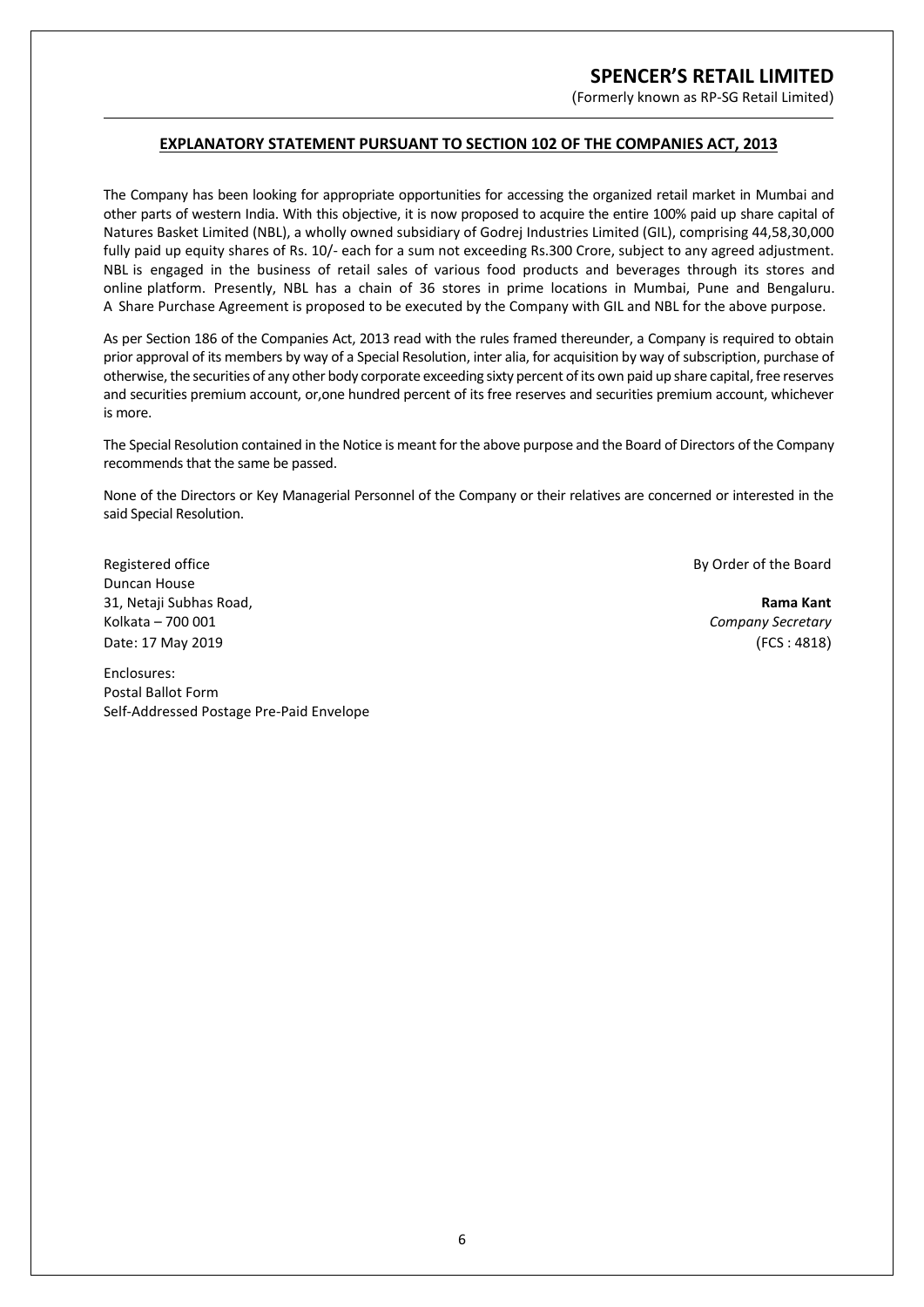## EXPLANATORY STATEMENT PURSUANT TO SECTION 102 OF THE COMPANIES ACT, 2013

The Company has been looking for appropriate opportunities for accessing the organized retail market in Mumbai and other parts of western India. With this objective, it is now proposed to acquire the entire 100% paid up share capital of Natures Basket Limited (NBL), a wholly owned subsidiary of Godrej Industries Limited (GIL), comprising 44,58,30,000 fully paid up equity shares of Rs. 10/- each for a sum not exceeding Rs.300 Crore, subject to any agreed adjustment. NBL is engaged in the business of retail sales of various food products and beverages through its stores and online platform. Presently, NBL has a chain of 36 stores in prime locations in Mumbai, Pune and Bengaluru. A Share Purchase Agreement is proposed to be executed by the Company with GIL and NBL for the above purpose.

As per Section 186 of the Companies Act, 2013 read with the rules framed thereunder, a Company is required to obtain prior approval of its members by way of a Special Resolution, inter alia, for acquisition by way of subscription, purchase of otherwise, the securities of any other body corporate exceeding sixty percent of its own paid up share capital, free reserves and securities premium account, or,one hundred percent of its free reserves and securities premium account, whichever is more.

The Special Resolution contained in the Notice is meant for the above purpose and the Board of Directors of the Company recommends that the same be passed.

None of the Directors or Key Managerial Personnel of the Company or their relatives are concerned or interested in the said Special Resolution.

Registered office
Duncan House
31, Netaji Subhas Road,
Kolkata – 700 001
Date: 17 May 2019

By Order of the Board

**Rama Kant**
*Company Secretary*
(FCS : 4818)

Enclosures:
Postal Ballot Form
Self-Addressed Postage Pre-Paid Envelope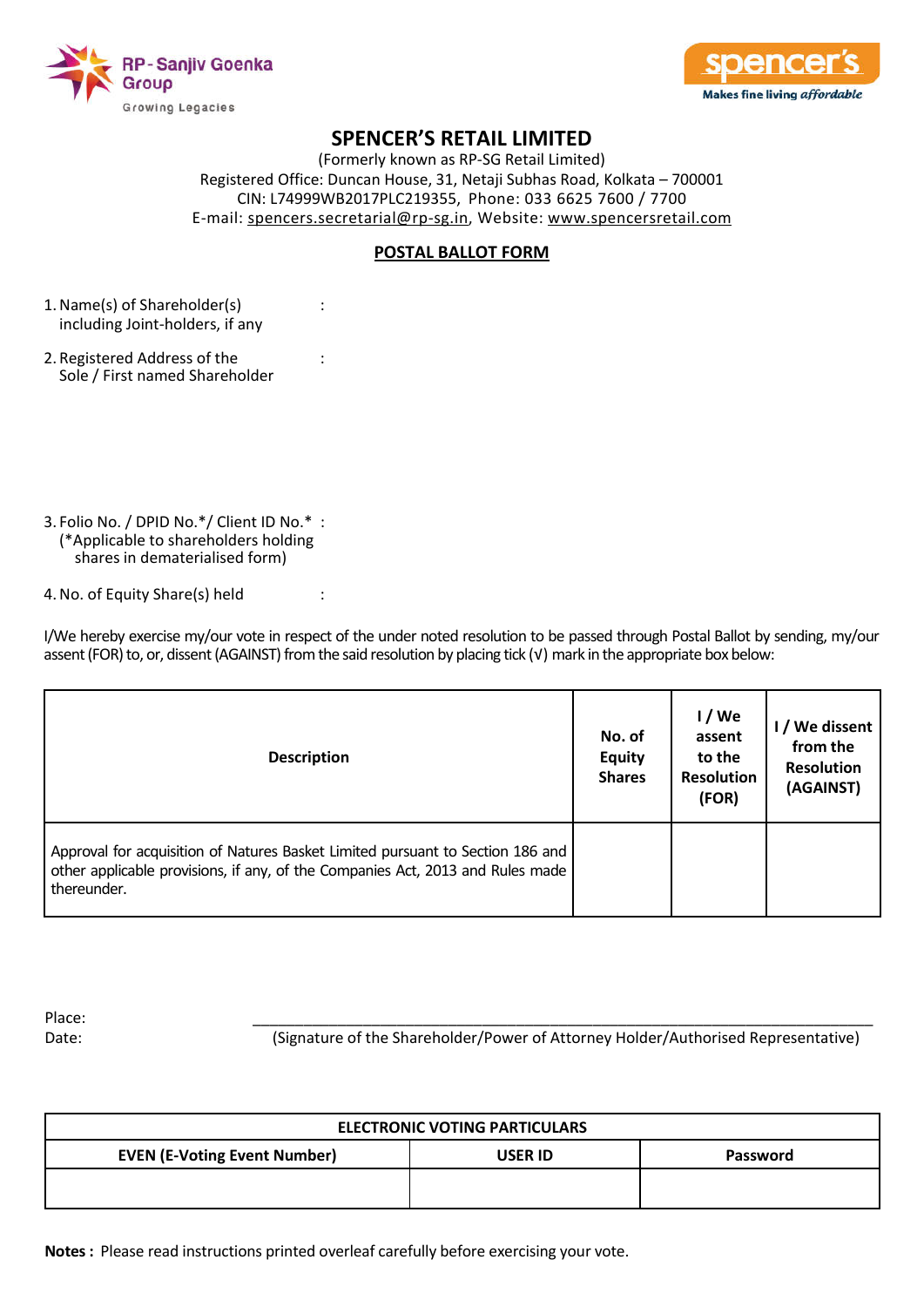RP-Sanjiv Goenka Group

Growing Legacies

spencer's

Makes fine living affordable

# SPENCER'S RETAIL LIMITED

(Formerly known as RP-SG Retail Limited)
Registered Office: Duncan House, 31, Netaji Subhas Road, Kolkata – 700001
CIN: L74999WB2017PLC219355, Phone: 033 6625 7600 / 7700
E-mail: spencers.secretarial@rp-sg.in, Website: www.spencersretail.com

## POSTAL BALLOT FORM

1. Name(s) of Shareholder(s) including Joint-holders, if any :

2. Registered Address of the Sole / First named Shareholder :

3. Folio No. / DPID No.*/ Client ID No.* :
(*Applicable to shareholders holding shares in dematerialised form)

4. No. of Equity Share(s) held :

I/We hereby exercise my/our vote in respect of the under noted resolution to be passed through Postal Ballot by sending, my/our assent (FOR) to, or, dissent (AGAINST) from the said resolution by placing tick (√) mark in the appropriate box below:

| Description | No. of Equity Shares | I / We assent to the Resolution (FOR) | I / We dissent from the Resolution (AGAINST) |
|---|---|---|---|
| Approval for acquisition of Natures Basket Limited pursuant to Section 186 and other applicable provisions, if any, of the Companies Act, 2013 and Rules made thereunder. | | | |

Place:

Date:

(Signature of the Shareholder/Power of Attorney Holder/Authorised Representative)

| ELECTRONIC VOTING PARTICULARS | | |
|---|---|---|
| EVEN (E-Voting Event Number) | USER ID | Password |
| | | |

**Notes :** Please read instructions printed overleaf carefully before exercising your vote.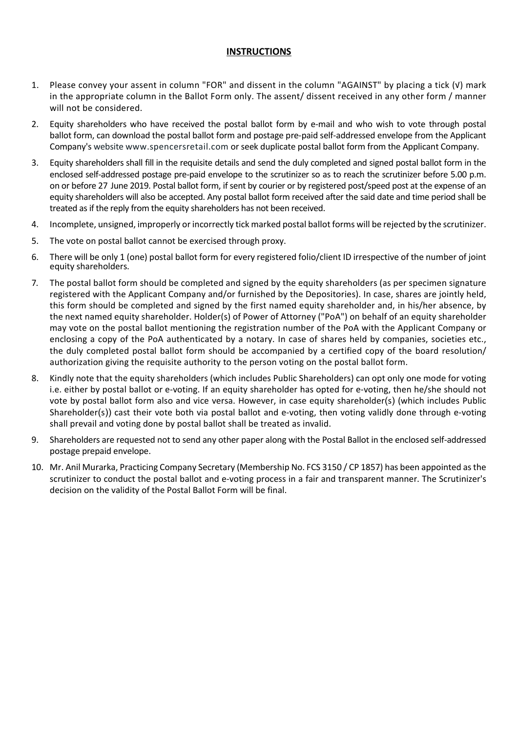## INSTRUCTIONS

1. Please convey your assent in column "FOR" and dissent in the column "AGAINST" by placing a tick (√) mark in the appropriate column in the Ballot Form only. The assent/ dissent received in any other form / manner will not be considered.
2. Equity shareholders who have received the postal ballot form by e-mail and who wish to vote through postal ballot form, can download the postal ballot form and postage pre-paid self-addressed envelope from the Applicant Company's website www.spencersretail.com or seek duplicate postal ballot form from the Applicant Company.
3. Equity shareholders shall fill in the requisite details and send the duly completed and signed postal ballot form in the enclosed self-addressed postage pre-paid envelope to the scrutinizer so as to reach the scrutinizer before 5.00 p.m. on or before 27 June 2019. Postal ballot form, if sent by courier or by registered post/speed post at the expense of an equity shareholders will also be accepted. Any postal ballot form received after the said date and time period shall be treated as if the reply from the equity shareholders has not been received.
4. Incomplete, unsigned, improperly or incorrectly tick marked postal ballot forms will be rejected by the scrutinizer.
5. The vote on postal ballot cannot be exercised through proxy.
6. There will be only 1 (one) postal ballot form for every registered folio/client ID irrespective of the number of joint equity shareholders.
7. The postal ballot form should be completed and signed by the equity shareholders (as per specimen signature registered with the Applicant Company and/or furnished by the Depositories). In case, shares are jointly held, this form should be completed and signed by the first named equity shareholder and, in his/her absence, by the next named equity shareholder. Holder(s) of Power of Attorney ("PoA") on behalf of an equity shareholder may vote on the postal ballot mentioning the registration number of the PoA with the Applicant Company or enclosing a copy of the PoA authenticated by a notary. In case of shares held by companies, societies etc., the duly completed postal ballot form should be accompanied by a certified copy of the board resolution/ authorization giving the requisite authority to the person voting on the postal ballot form.
8. Kindly note that the equity shareholders (which includes Public Shareholders) can opt only one mode for voting i.e. either by postal ballot or e-voting. If an equity shareholder has opted for e-voting, then he/she should not vote by postal ballot form also and vice versa. However, in case equity shareholder(s) (which includes Public Shareholder(s)) cast their vote both via postal ballot and e-voting, then voting validly done through e-voting shall prevail and voting done by postal ballot shall be treated as invalid.
9. Shareholders are requested not to send any other paper along with the Postal Ballot in the enclosed self-addressed postage prepaid envelope.
10. Mr. Anil Murarka, Practicing Company Secretary (Membership No. FCS 3150 / CP 1857) has been appointed as the scrutinizer to conduct the postal ballot and e-voting process in a fair and transparent manner. The Scrutinizer's decision on the validity of the Postal Ballot Form will be final.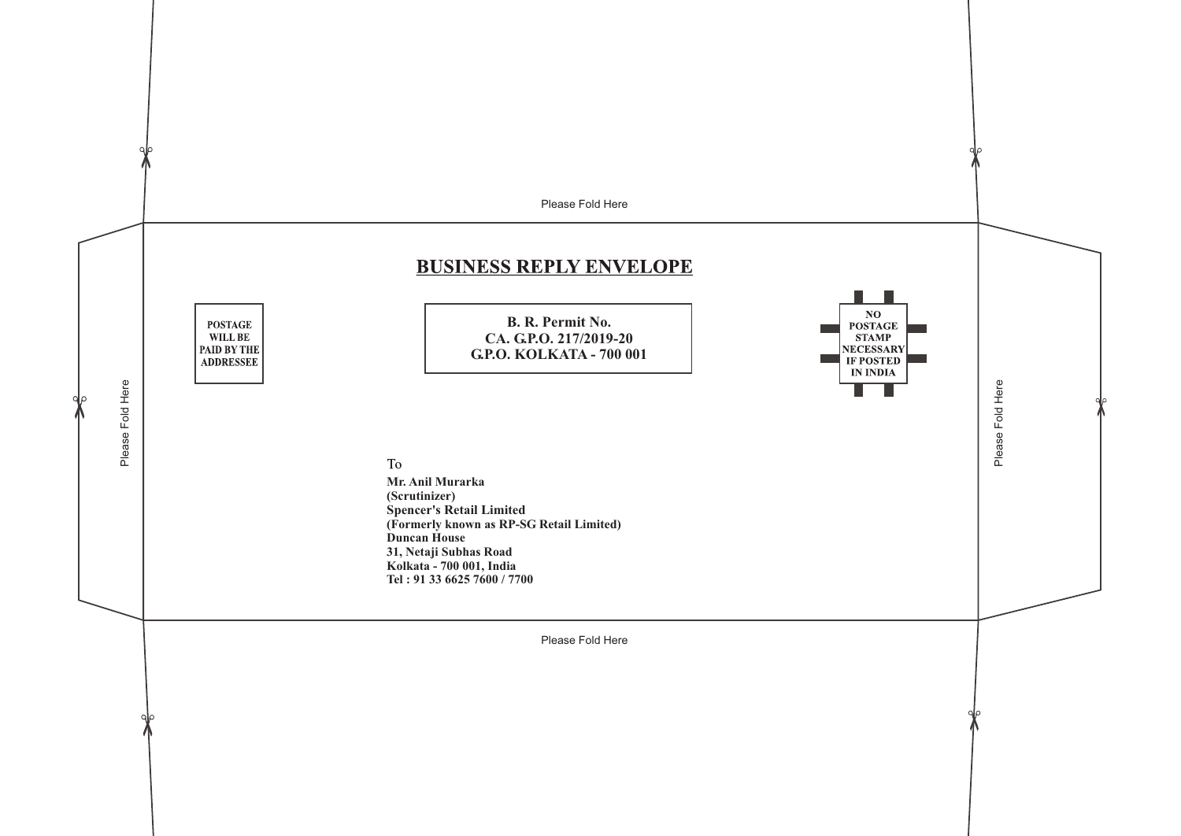Please Fold Here

Please Fold Here

# BUSINESS REPLY ENVELOPE

**POSTAGE WILL BE PAID BY THE ADDRESSEE**

**B. R. Permit No.**
**CA. G.P.O. 217/2019-20**
**G.P.O. KOLKATA - 700 001**

**NO POSTAGE STAMP NECESSARY IF POSTED IN INDIA**

Please Fold Here

To

**Mr. Anil Murarka**
**(Scrutinizer)**
**Spencer's Retail Limited**
**(Formerly known as RP-SG Retail Limited)**
**Duncan House**
**31, Netaji Subhas Road**
**Kolkata - 700 001, India**
**Tel : 91 33 6625 7600 / 7700**

Please Fold Here